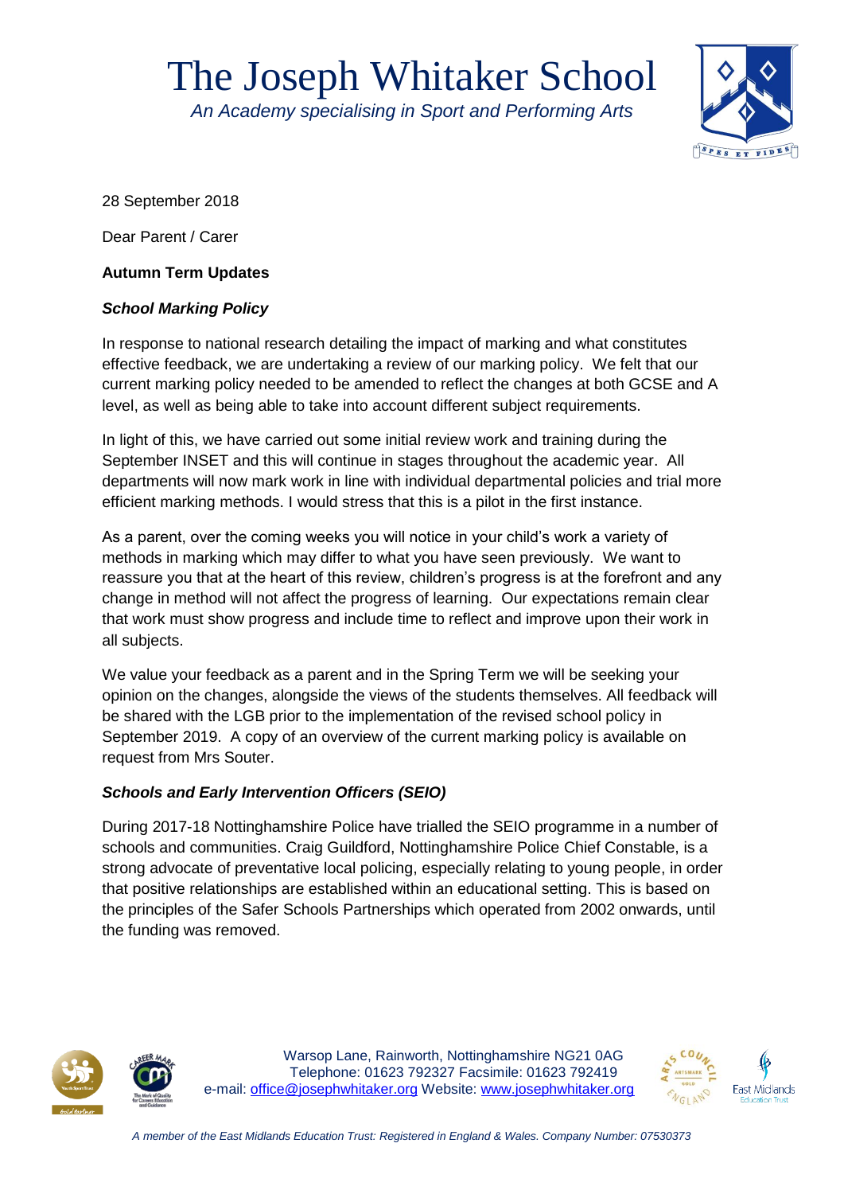# The Joseph Whitaker School

*An Academy specialising in Sport and Performing Arts*

28 September 2018

Dear Parent / Carer

**Autumn Term Updates**

***School Marking Policy***

In response to national research detailing the impact of marking and what constitutes effective feedback, we are undertaking a review of our marking policy. We felt that our current marking policy needed to be amended to reflect the changes at both GCSE and A level, as well as being able to take into account different subject requirements.

In light of this, we have carried out some initial review work and training during the September INSET and this will continue in stages throughout the academic year. All departments will now mark work in line with individual departmental policies and trial more efficient marking methods. I would stress that this is a pilot in the first instance.

As a parent, over the coming weeks you will notice in your child's work a variety of methods in marking which may differ to what you have seen previously. We want to reassure you that at the heart of this review, children's progress is at the forefront and any change in method will not affect the progress of learning. Our expectations remain clear that work must show progress and include time to reflect and improve upon their work in all subjects.

We value your feedback as a parent and in the Spring Term we will be seeking your opinion on the changes, alongside the views of the students themselves. All feedback will be shared with the LGB prior to the implementation of the revised school policy in September 2019. A copy of an overview of the current marking policy is available on request from Mrs Souter.

***Schools and Early Intervention Officers (SEIO)***

During 2017-18 Nottinghamshire Police have trialled the SEIO programme in a number of schools and communities. Craig Guildford, Nottinghamshire Police Chief Constable, is a strong advocate of preventative local policing, especially relating to young people, in order that positive relationships are established within an educational setting. This is based on the principles of the Safer Schools Partnerships which operated from 2002 onwards, until the funding was removed.

Warsop Lane, Rainworth, Nottinghamshire NG21 0AG
Telephone: 01623 792327 Facsimile: 01623 792419
e-mail: office@josephwhitaker.org Website: www.josephwhitaker.org

*A member of the East Midlands Education Trust: Registered in England & Wales. Company Number: 07530373*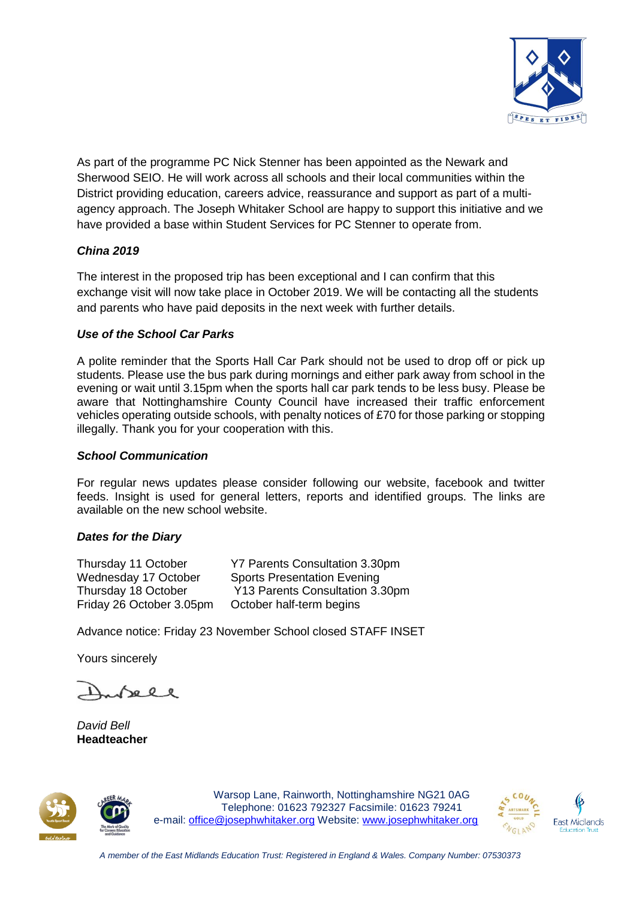As part of the programme PC Nick Stenner has been appointed as the Newark and Sherwood SEIO. He will work across all schools and their local communities within the District providing education, careers advice, reassurance and support as part of a multi-agency approach. The Joseph Whitaker School are happy to support this initiative and we have provided a base within Student Services for PC Stenner to operate from.

***China 2019***

The interest in the proposed trip has been exceptional and I can confirm that this exchange visit will now take place in October 2019. We will be contacting all the students and parents who have paid deposits in the next week with further details.

***Use of the School Car Parks***

A polite reminder that the Sports Hall Car Park should not be used to drop off or pick up students. Please use the bus park during mornings and either park away from school in the evening or wait until 3.15pm when the sports hall car park tends to be less busy. Please be aware that Nottinghamshire County Council have increased their traffic enforcement vehicles operating outside schools, with penalty notices of £70 for those parking or stopping illegally. Thank you for your cooperation with this.

***School Communication***

For regular news updates please consider following our website, facebook and twitter feeds. Insight is used for general letters, reports and identified groups. The links are available on the new school website.

***Dates for the Diary***

| | |
|---|---|
| Thursday 11 October | Y7 Parents Consultation 3.30pm |
| Wednesday 17 October | Sports Presentation Evening |
| Thursday 18 October | Y13 Parents Consultation 3.30pm |
| Friday 26 October 3.05pm | October half-term begins |

Advance notice: Friday 23 November School closed STAFF INSET

Yours sincerely

*David Bell*
**Headteacher**

Warsop Lane, Rainworth, Nottinghamshire NG21 0AG
Telephone: 01623 792327 Facsimile: 01623 79241
e-mail: office@josephwhitaker.org Website: www.josephwhitaker.org

*A member of the East Midlands Education Trust: Registered in England & Wales. Company Number: 07530373*